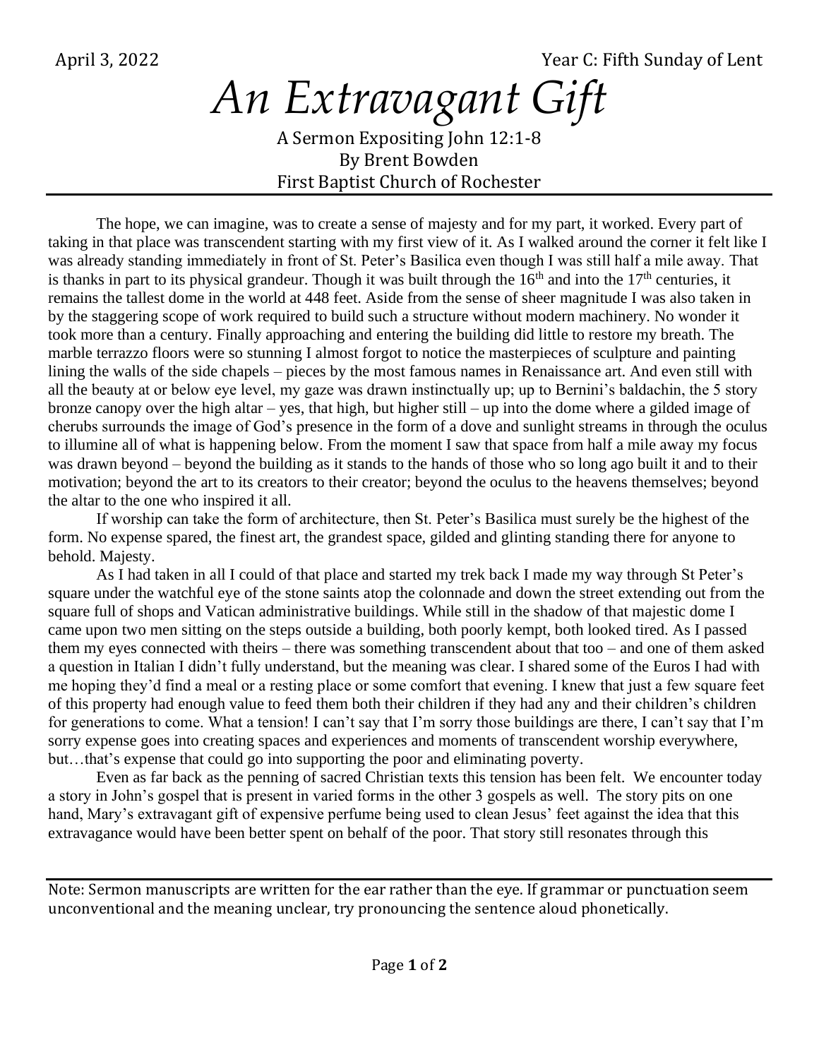April 3, 2022 Year C: Fifth Sunday of Lent

# *An Extravagant Gift*

A Sermon Expositing John 12:1-8
By Brent Bowden
First Baptist Church of Rochester

The hope, we can imagine, was to create a sense of majesty and for my part, it worked. Every part of taking in that place was transcendent starting with my first view of it. As I walked around the corner it felt like I was already standing immediately in front of St. Peter's Basilica even though I was still half a mile away. That is thanks in part to its physical grandeur. Though it was built through the 16th and into the 17th centuries, it remains the tallest dome in the world at 448 feet. Aside from the sense of sheer magnitude I was also taken in by the staggering scope of work required to build such a structure without modern machinery. No wonder it took more than a century. Finally approaching and entering the building did little to restore my breath. The marble terrazzo floors were so stunning I almost forgot to notice the masterpieces of sculpture and painting lining the walls of the side chapels – pieces by the most famous names in Renaissance art. And even still with all the beauty at or below eye level, my gaze was drawn instinctually up; up to Bernini's baldachin, the 5 story bronze canopy over the high altar – yes, that high, but higher still – up into the dome where a gilded image of cherubs surrounds the image of God's presence in the form of a dove and sunlight streams in through the oculus to illumine all of what is happening below. From the moment I saw that space from half a mile away my focus was drawn beyond – beyond the building as it stands to the hands of those who so long ago built it and to their motivation; beyond the art to its creators to their creator; beyond the oculus to the heavens themselves; beyond the altar to the one who inspired it all.

If worship can take the form of architecture, then St. Peter's Basilica must surely be the highest of the form. No expense spared, the finest art, the grandest space, gilded and glinting standing there for anyone to behold. Majesty.

As I had taken in all I could of that place and started my trek back I made my way through St Peter's square under the watchful eye of the stone saints atop the colonnade and down the street extending out from the square full of shops and Vatican administrative buildings. While still in the shadow of that majestic dome I came upon two men sitting on the steps outside a building, both poorly kempt, both looked tired. As I passed them my eyes connected with theirs – there was something transcendent about that too – and one of them asked a question in Italian I didn't fully understand, but the meaning was clear. I shared some of the Euros I had with me hoping they'd find a meal or a resting place or some comfort that evening. I knew that just a few square feet of this property had enough value to feed them both their children if they had any and their children's children for generations to come. What a tension! I can't say that I'm sorry those buildings are there, I can't say that I'm sorry expense goes into creating spaces and experiences and moments of transcendent worship everywhere, but…that's expense that could go into supporting the poor and eliminating poverty.

Even as far back as the penning of sacred Christian texts this tension has been felt. We encounter today a story in John's gospel that is present in varied forms in the other 3 gospels as well. The story pits on one hand, Mary's extravagant gift of expensive perfume being used to clean Jesus' feet against the idea that this extravagance would have been better spent on behalf of the poor. That story still resonates through this

---

Note: Sermon manuscripts are written for the ear rather than the eye. If grammar or punctuation seem unconventional and the meaning unclear, try pronouncing the sentence aloud phonetically.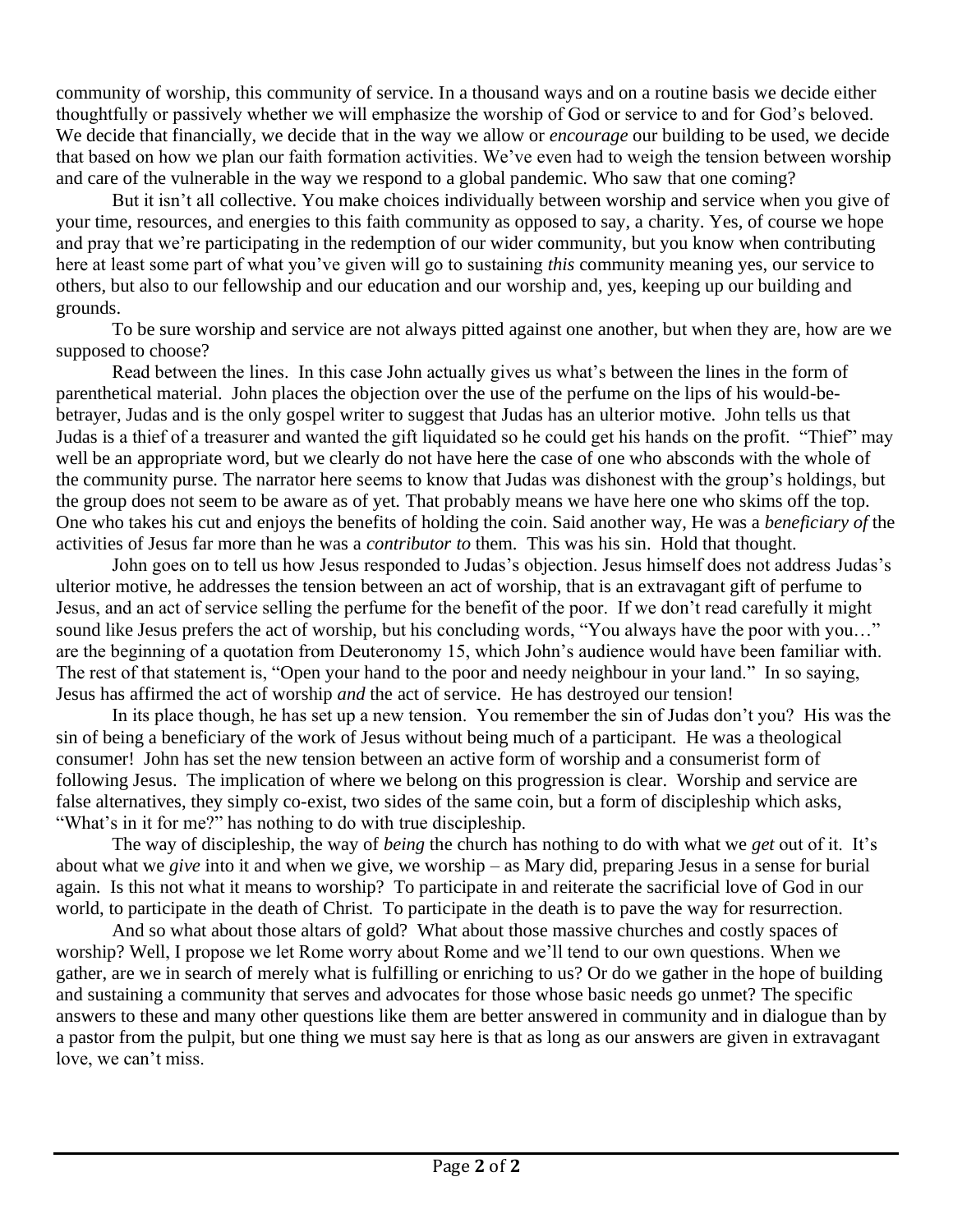community of worship, this community of service. In a thousand ways and on a routine basis we decide either thoughtfully or passively whether we will emphasize the worship of God or service to and for God's beloved. We decide that financially, we decide that in the way we allow or *encourage* our building to be used, we decide that based on how we plan our faith formation activities. We've even had to weigh the tension between worship and care of the vulnerable in the way we respond to a global pandemic. Who saw that one coming?

But it isn't all collective. You make choices individually between worship and service when you give of your time, resources, and energies to this faith community as opposed to say, a charity. Yes, of course we hope and pray that we're participating in the redemption of our wider community, but you know when contributing here at least some part of what you've given will go to sustaining *this* community meaning yes, our service to others, but also to our fellowship and our education and our worship and, yes, keeping up our building and grounds.

To be sure worship and service are not always pitted against one another, but when they are, how are we supposed to choose?

Read between the lines. In this case John actually gives us what's between the lines in the form of parenthetical material. John places the objection over the use of the perfume on the lips of his would-be-betrayer, Judas and is the only gospel writer to suggest that Judas has an ulterior motive. John tells us that Judas is a thief of a treasurer and wanted the gift liquidated so he could get his hands on the profit. "Thief" may well be an appropriate word, but we clearly do not have here the case of one who absconds with the whole of the community purse. The narrator here seems to know that Judas was dishonest with the group's holdings, but the group does not seem to be aware as of yet. That probably means we have here one who skims off the top. One who takes his cut and enjoys the benefits of holding the coin. Said another way, He was a *beneficiary of* the activities of Jesus far more than he was a *contributor to* them. This was his sin. Hold that thought.

John goes on to tell us how Jesus responded to Judas's objection. Jesus himself does not address Judas's ulterior motive, he addresses the tension between an act of worship, that is an extravagant gift of perfume to Jesus, and an act of service selling the perfume for the benefit of the poor. If we don't read carefully it might sound like Jesus prefers the act of worship, but his concluding words, "You always have the poor with you…" are the beginning of a quotation from Deuteronomy 15, which John's audience would have been familiar with. The rest of that statement is, "Open your hand to the poor and needy neighbour in your land." In so saying, Jesus has affirmed the act of worship *and* the act of service. He has destroyed our tension!

In its place though, he has set up a new tension. You remember the sin of Judas don't you? His was the sin of being a beneficiary of the work of Jesus without being much of a participant. He was a theological consumer! John has set the new tension between an active form of worship and a consumerist form of following Jesus. The implication of where we belong on this progression is clear. Worship and service are false alternatives, they simply co-exist, two sides of the same coin, but a form of discipleship which asks, "What's in it for me?" has nothing to do with true discipleship.

The way of discipleship, the way of *being* the church has nothing to do with what we *get* out of it. It's about what we *give* into it and when we give, we worship – as Mary did, preparing Jesus in a sense for burial again. Is this not what it means to worship? To participate in and reiterate the sacrificial love of God in our world, to participate in the death of Christ. To participate in the death is to pave the way for resurrection.

And so what about those altars of gold? What about those massive churches and costly spaces of worship? Well, I propose we let Rome worry about Rome and we'll tend to our own questions. When we gather, are we in search of merely what is fulfilling or enriching to us? Or do we gather in the hope of building and sustaining a community that serves and advocates for those whose basic needs go unmet? The specific answers to these and many other questions like them are better answered in community and in dialogue than by a pastor from the pulpit, but one thing we must say here is that as long as our answers are given in extravagant love, we can't miss.